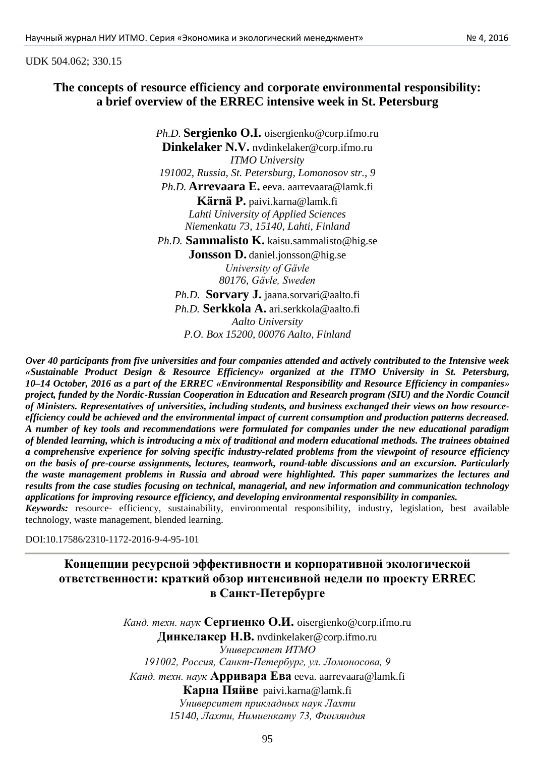UDK 504.062; 330.15

# The concepts of resource efficiency and corporate environmental responsibility: a brief overview of the ERREC intensive week in St. Petersburg

*Ph.D.* **Sergienko O.I.** oisergienko@corp.ifmo.ru
**Dinkelaker N.V.** nvdinkelaker@corp.ifmo.ru
*ITMO University*
*191002, Russia, St. Petersburg, Lomonosov str., 9*
*Ph.D.* **Arrevaara E.** eeva. aarrevaara@lamk.fi
**Kärnä P.** paivi.karna@lamk.fi
*Lahti University of Applied Sciences*
*Niemenkatu 73, 15140, Lahti, Finland*
*Ph.D.* **Sammalisto K.** kaisu.sammalisto@hig.se
**Jonsson D.** daniel.jonsson@hig.se
*University of Gävle*
*80176, Gävle, Sweden*
*Ph.D.* **Sorvary J.** jaana.sorvari@aalto.fi
*Ph.D.* **Serkkola A.** ari.serkkola@aalto.fi
*Aalto University*
*P.O. Box 15200, 00076 Aalto, Finland*

***Over 40 participants from five universities and four companies attended and actively contributed to the Intensive week «Sustainable Product Design & Resource Efficiency» organized at the ITMO University in St. Petersburg, 10–14 October, 2016 as a part of the ERREC «Environmental Responsibility and Resource Efficiency in companies» project, funded by the Nordic-Russian Cooperation in Education and Research program (SIU) and the Nordic Council of Ministers. Representatives of universities, including students, and business exchanged their views on how resource-efficiency could be achieved and the environmental impact of current consumption and production patterns decreased. A number of key tools and recommendations were formulated for companies under the new educational paradigm of blended learning, which is introducing a mix of traditional and modern educational methods. The trainees obtained a comprehensive experience for solving specific industry-related problems from the viewpoint of resource efficiency on the basis of pre-course assignments, lectures, teamwork, round-table discussions and an excursion. Particularly the waste management problems in Russia and abroad were highlighted. This paper summarizes the lectures and results from the case studies focusing on technical, managerial, and new information and communication technology applications for improving resource efficiency, and developing environmental responsibility in companies.***

***Keywords:*** resource- efficiency, sustainability, environmental responsibility, industry, legislation, best available technology, waste management, blended learning.

DOI:10.17586/2310-1172-2016-9-4-95-101

# Концепции ресурсной эффективности и корпоративной экологической ответственности: краткий обзор интенсивной недели по проекту ERREC в Санкт-Петербурге

*Канд. техн. наук* **Сергиенко О.И.** oisergienko@corp.ifmo.ru
**Динкелакер Н.В.** nvdinkelaker@corp.ifmo.ru
*Университет ИТМО*
*191002, Россия, Санкт-Петербург, ул. Ломоносова, 9*
*Канд. техн. наук* **Арривара Ева** eeva. aarrevaara@lamk.fi
**Карна Пяйве** paivi.karna@lamk.fi
*Университет прикладных наук Лахти*
*15140, Лахти, Нимиенкату 73, Финляндия*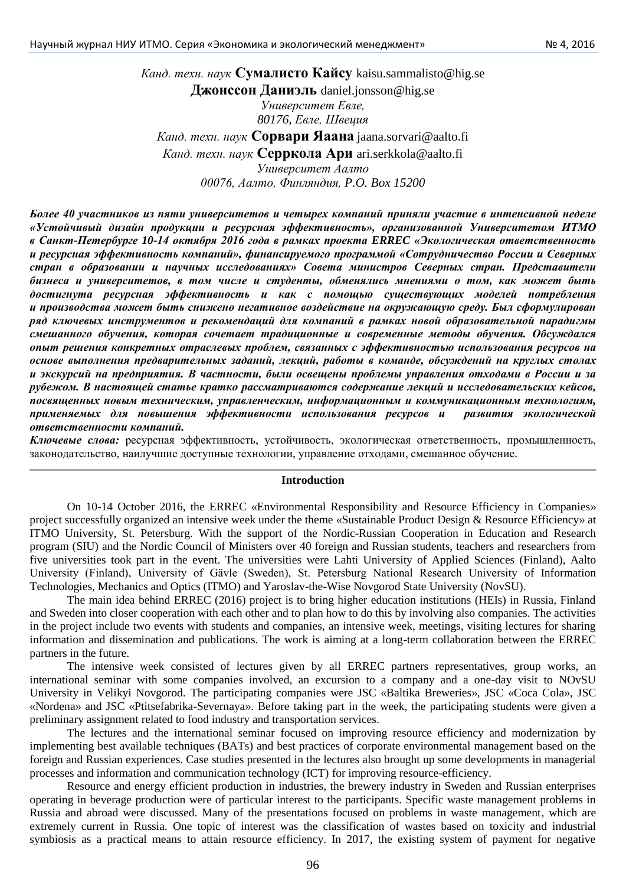*Канд. техн. наук* **Сумалисто Кайсу** kaisu.sammalisto@hig.se
**Джонссон Даниэль** daniel.jonsson@hig.se
*Университет Евле,*
*80176, Евле, Швеция*
*Канд. техн. наук* **Сорвари Яаана** jaana.sorvari@aalto.fi
*Канд. техн. наук* **Серркола Ари** ari.serkkola@aalto.fi
*Университет Аалто*
*00076, Аалто, Финляндия, P.O. Box 15200*

***Более 40 участников из пяти университетов и четырех компаний приняли участие в интенсивной неделе «Устойчивый дизайн продукции и ресурсная эффективность», организованной Университетом ИТМО в Санкт-Петербурге 10-14 октября 2016 года в рамках проекта ERREC «Экологическая ответственность и ресурсная эффективность компаний», финансируемого программой «Сотрудничество России и Северных стран в образовании и научных исследованиях» Совета министров Северных стран. Представители бизнеса и университетов, в том числе и студенты, обменялись мнениями о том, как может быть достигнута ресурсная эффективность и как с помощью существующих моделей потребления и производства может быть снижено негативное воздействие на окружающую среду. Был сформулирован ряд ключевых инструментов и рекомендаций для компаний в рамках новой образовательной парадигмы смешанного обучения, которая сочетает традиционные и современные методы обучения. Обсуждался опыт решения конкретных отраслевых проблем, связанных с эффективностью использования ресурсов на основе выполнения предварительных заданий, лекций, работы в команде, обсуждений на круглых столах и экскурсий на предприятия. В частности, были освещены проблемы управления отходами в России и за рубежом. В настоящей статье кратко рассматриваются содержание лекций и исследовательских кейсов, посвященных новым техническим, управленческим, информационным и коммуникационным технологиям, применяемых для повышения эффективности использования ресурсов и развития экологической ответственности компаний.***

***Ключевые слова:*** ресурсная эффективность, устойчивость, экологическая ответственность, промышленность, законодательство, наилучшие доступные технологии, управление отходами, смешанное обучение.

## Introduction

On 10-14 October 2016, the ERREC «Environmental Responsibility and Resource Efficiency in Companies» project successfully organized an intensive week under the theme «Sustainable Product Design & Resource Efficiency» at ITMO University, St. Petersburg. With the support of the Nordic-Russian Cooperation in Education and Research program (SIU) and the Nordic Council of Ministers over 40 foreign and Russian students, teachers and researchers from five universities took part in the event. The universities were Lahti University of Applied Sciences (Finland), Aalto University (Finland), University of Gävle (Sweden), St. Petersburg National Research University of Information Technologies, Mechanics and Optics (ITMO) and Yaroslav-the-Wise Novgorod State University (NovSU).

The main idea behind ERREC (2016) project is to bring higher education institutions (HEIs) in Russia, Finland and Sweden into closer cooperation with each other and to plan how to do this by involving also companies. The activities in the project include two events with students and companies, an intensive week, meetings, visiting lectures for sharing information and dissemination and publications. The work is aiming at a long-term collaboration between the ERREC partners in the future.

The intensive week consisted of lectures given by all ERREC partners representatives, group works, an international seminar with some companies involved, an excursion to a company and a one-day visit to NOvSU University in Velikyi Novgorod. The participating companies were JSC «Baltika Breweries», JSC «Coca Cola», JSC «Nordena» and JSC «Ptitsefabrika-Severnaya». Before taking part in the week, the participating students were given a preliminary assignment related to food industry and transportation services.

The lectures and the international seminar focused on improving resource efficiency and modernization by implementing best available techniques (BATs) and best practices of corporate environmental management based on the foreign and Russian experiences. Case studies presented in the lectures also brought up some developments in managerial processes and information and communication technology (ICT) for improving resource-efficiency.

Resource and energy efficient production in industries, the brewery industry in Sweden and Russian enterprises operating in beverage production were of particular interest to the participants. Specific waste management problems in Russia and abroad were discussed. Many of the presentations focused on problems in waste management, which are extremely current in Russia. One topic of interest was the classification of wastes based on toxicity and industrial symbiosis as a practical means to attain resource efficiency. In 2017, the existing system of payment for negative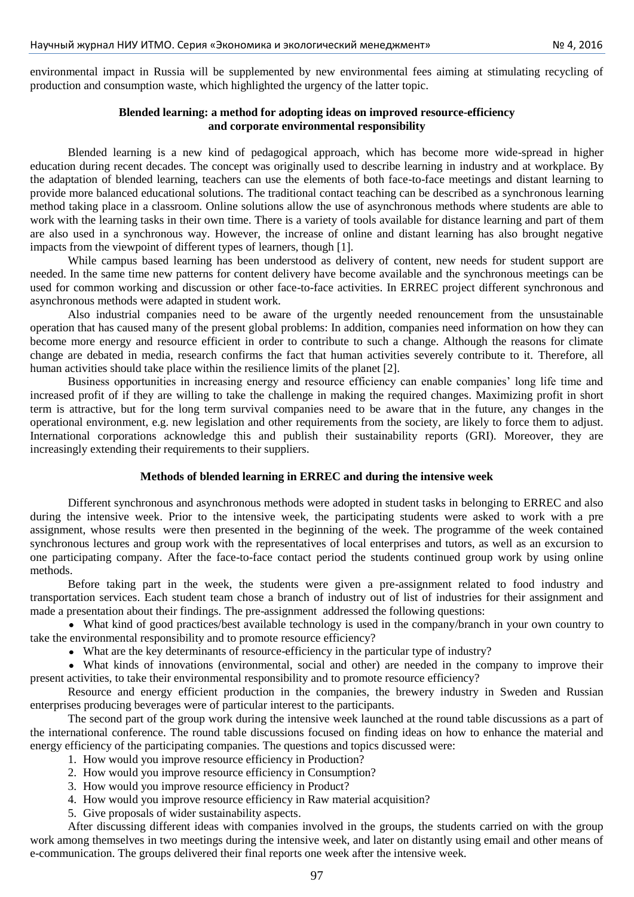environmental impact in Russia will be supplemented by new environmental fees aiming at stimulating recycling of production and consumption waste, which highlighted the urgency of the latter topic.

## Blended learning: a method for adopting ideas on improved resource-efficiency and corporate environmental responsibility

Blended learning is a new kind of pedagogical approach, which has become more wide-spread in higher education during recent decades. The concept was originally used to describe learning in industry and at workplace. By the adaptation of blended learning, teachers can use the elements of both face-to-face meetings and distant learning to provide more balanced educational solutions. The traditional contact teaching can be described as a synchronous learning method taking place in a classroom. Online solutions allow the use of asynchronous methods where students are able to work with the learning tasks in their own time. There is a variety of tools available for distance learning and part of them are also used in a synchronous way. However, the increase of online and distant learning has also brought negative impacts from the viewpoint of different types of learners, though [1].

While campus based learning has been understood as delivery of content, new needs for student support are needed. In the same time new patterns for content delivery have become available and the synchronous meetings can be used for common working and discussion or other face-to-face activities. In ERREC project different synchronous and asynchronous methods were adapted in student work.

Also industrial companies need to be aware of the urgently needed renouncement from the unsustainable operation that has caused many of the present global problems: In addition, companies need information on how they can become more energy and resource efficient in order to contribute to such a change. Although the reasons for climate change are debated in media, research confirms the fact that human activities severely contribute to it. Therefore, all human activities should take place within the resilience limits of the planet [2].

Business opportunities in increasing energy and resource efficiency can enable companies' long life time and increased profit of if they are willing to take the challenge in making the required changes. Maximizing profit in short term is attractive, but for the long term survival companies need to be aware that in the future, any changes in the operational environment, e.g. new legislation and other requirements from the society, are likely to force them to adjust. International corporations acknowledge this and publish their sustainability reports (GRI). Moreover, they are increasingly extending their requirements to their suppliers.

## Methods of blended learning in ERREC and during the intensive week

Different synchronous and asynchronous methods were adopted in student tasks in belonging to ERREC and also during the intensive week. Prior to the intensive week, the participating students were asked to work with a pre assignment, whose results were then presented in the beginning of the week. The programme of the week contained synchronous lectures and group work with the representatives of local enterprises and tutors, as well as an excursion to one participating company. After the face-to-face contact period the students continued group work by using online methods.

Before taking part in the week, the students were given a pre-assignment related to food industry and transportation services. Each student team chose a branch of industry out of list of industries for their assignment and made a presentation about their findings. The pre-assignment addressed the following questions:

- What kind of good practices/best available technology is used in the company/branch in your own country to take the environmental responsibility and to promote resource efficiency?
- What are the key determinants of resource-efficiency in the particular type of industry?
- What kinds of innovations (environmental, social and other) are needed in the company to improve their present activities, to take their environmental responsibility and to promote resource efficiency?

Resource and energy efficient production in the companies, the brewery industry in Sweden and Russian enterprises producing beverages were of particular interest to the participants.

The second part of the group work during the intensive week launched at the round table discussions as a part of the international conference. The round table discussions focused on finding ideas on how to enhance the material and energy efficiency of the participating companies. The questions and topics discussed were:

1. How would you improve resource efficiency in Production?
2. How would you improve resource efficiency in Consumption?
3. How would you improve resource efficiency in Product?
4. How would you improve resource efficiency in Raw material acquisition?
5. Give proposals of wider sustainability aspects.

After discussing different ideas with companies involved in the groups, the students carried on with the group work among themselves in two meetings during the intensive week, and later on distantly using email and other means of e-communication. The groups delivered their final reports one week after the intensive week.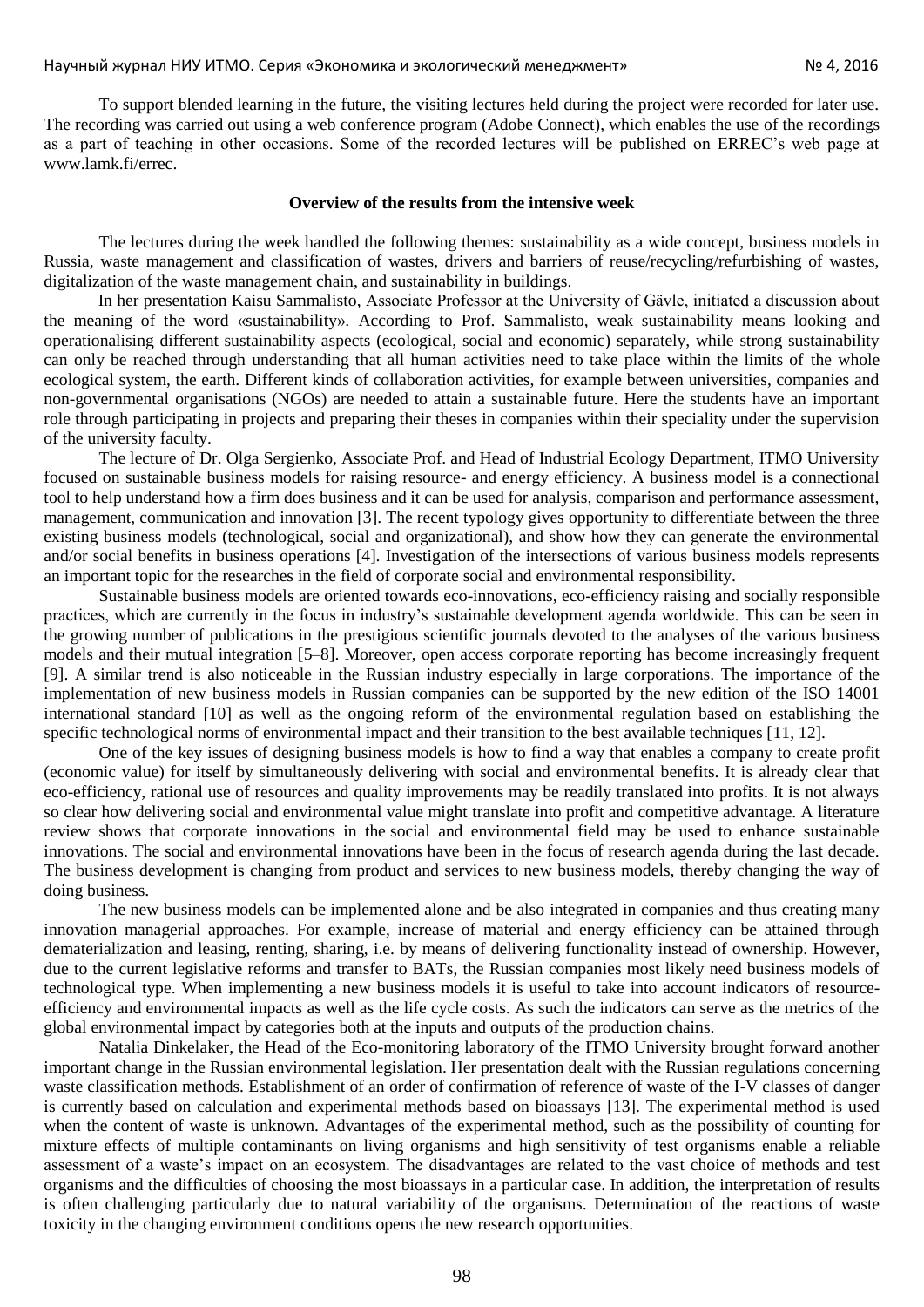To support blended learning in the future, the visiting lectures held during the project were recorded for later use. The recording was carried out using a web conference program (Adobe Connect), which enables the use of the recordings as a part of teaching in other occasions. Some of the recorded lectures will be published on ERREC's web page at www.lamk.fi/errec.

**Overview of the results from the intensive week**

The lectures during the week handled the following themes: sustainability as a wide concept, business models in Russia, waste management and classification of wastes, drivers and barriers of reuse/recycling/refurbishing of wastes, digitalization of the waste management chain, and sustainability in buildings.

In her presentation Kaisu Sammalisto, Associate Professor at the University of Gävle, initiated a discussion about the meaning of the word «sustainability». According to Prof. Sammalisto, weak sustainability means looking and operationalising different sustainability aspects (ecological, social and economic) separately, while strong sustainability can only be reached through understanding that all human activities need to take place within the limits of the whole ecological system, the earth. Different kinds of collaboration activities, for example between universities, companies and non-governmental organisations (NGOs) are needed to attain a sustainable future. Here the students have an important role through participating in projects and preparing their theses in companies within their speciality under the supervision of the university faculty.

The lecture of Dr. Olga Sergienko, Associate Prof. and Head of Industrial Ecology Department, ITMO University focused on sustainable business models for raising resource- and energy efficiency. A business model is a connectional tool to help understand how a firm does business and it can be used for analysis, comparison and performance assessment, management, communication and innovation [3]. The recent typology gives opportunity to differentiate between the three existing business models (technological, social and organizational), and show how they can generate the environmental and/or social benefits in business operations [4]. Investigation of the intersections of various business models represents an important topic for the researches in the field of corporate social and environmental responsibility.

Sustainable business models are oriented towards eco-innovations, eco-efficiency raising and socially responsible practices, which are currently in the focus in industry's sustainable development agenda worldwide. This can be seen in the growing number of publications in the prestigious scientific journals devoted to the analyses of the various business models and their mutual integration [5–8]. Moreover, open access corporate reporting has become increasingly frequent [9]. A similar trend is also noticeable in the Russian industry especially in large corporations. The importance of the implementation of new business models in Russian companies can be supported by the new edition of the ISO 14001 international standard [10] as well as the ongoing reform of the environmental regulation based on establishing the specific technological norms of environmental impact and their transition to the best available techniques [11, 12].

One of the key issues of designing business models is how to find a way that enables a company to create profit (economic value) for itself by simultaneously delivering with social and environmental benefits. It is already clear that eco-efficiency, rational use of resources and quality improvements may be readily translated into profits. It is not always so clear how delivering social and environmental value might translate into profit and competitive advantage. A literature review shows that corporate innovations in the social and environmental field may be used to enhance sustainable innovations. The social and environmental innovations have been in the focus of research agenda during the last decade. The business development is changing from product and services to new business models, thereby changing the way of doing business.

The new business models can be implemented alone and be also integrated in companies and thus creating many innovation managerial approaches. For example, increase of material and energy efficiency can be attained through dematerialization and leasing, renting, sharing, i.e. by means of delivering functionality instead of ownership. However, due to the current legislative reforms and transfer to BATs, the Russian companies most likely need business models of technological type. When implementing a new business models it is useful to take into account indicators of resource-efficiency and environmental impacts as well as the life cycle costs. As such the indicators can serve as the metrics of the global environmental impact by categories both at the inputs and outputs of the production chains.

Natalia Dinkelaker, the Head of the Eco-monitoring laboratory of the ITMO University brought forward another important change in the Russian environmental legislation. Her presentation dealt with the Russian regulations concerning waste classification methods. Establishment of an order of confirmation of reference of waste of the I-V classes of danger is currently based on calculation and experimental methods based on bioassays [13]. The experimental method is used when the content of waste is unknown. Advantages of the experimental method, such as the possibility of counting for mixture effects of multiple contaminants on living organisms and high sensitivity of test organisms enable a reliable assessment of a waste's impact on an ecosystem. The disadvantages are related to the vast choice of methods and test organisms and the difficulties of choosing the most bioassays in a particular case. In addition, the interpretation of results is often challenging particularly due to natural variability of the organisms. Determination of the reactions of waste toxicity in the changing environment conditions opens the new research opportunities.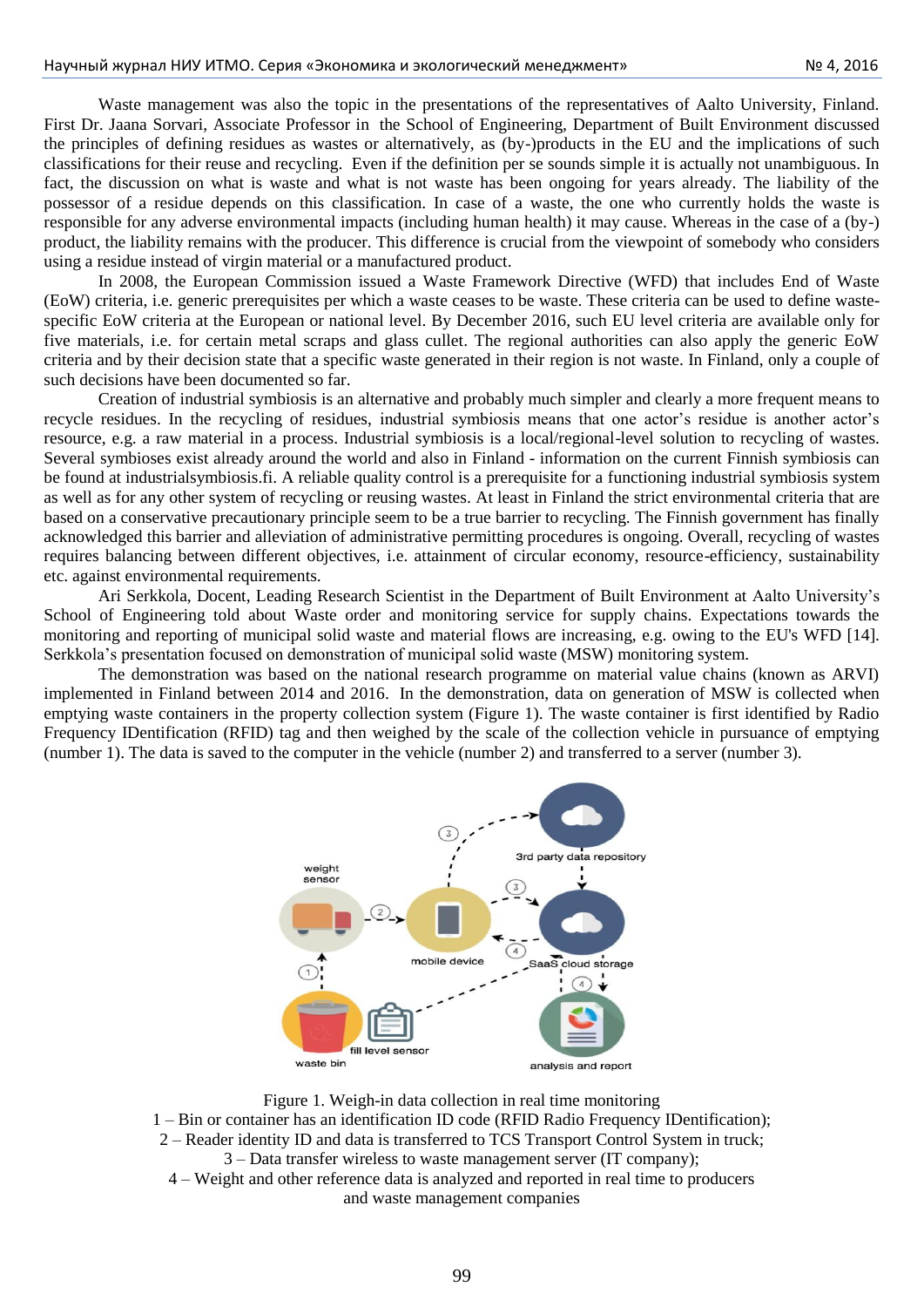Waste management was also the topic in the presentations of the representatives of Aalto University, Finland. First Dr. Jaana Sorvari, Associate Professor in the School of Engineering, Department of Built Environment discussed the principles of defining residues as wastes or alternatively, as (by-)products in the EU and the implications of such classifications for their reuse and recycling. Even if the definition per se sounds simple it is actually not unambiguous. In fact, the discussion on what is waste and what is not waste has been ongoing for years already. The liability of the possessor of a residue depends on this classification. In case of a waste, the one who currently holds the waste is responsible for any adverse environmental impacts (including human health) it may cause. Whereas in the case of a (by-) product, the liability remains with the producer. This difference is crucial from the viewpoint of somebody who considers using a residue instead of virgin material or a manufactured product.

In 2008, the European Commission issued a Waste Framework Directive (WFD) that includes End of Waste (EoW) criteria, i.e. generic prerequisites per which a waste ceases to be waste. These criteria can be used to define waste-specific EoW criteria at the European or national level. By December 2016, such EU level criteria are available only for five materials, i.e. for certain metal scraps and glass cullet. The regional authorities can also apply the generic EoW criteria and by their decision state that a specific waste generated in their region is not waste. In Finland, only a couple of such decisions have been documented so far.

Creation of industrial symbiosis is an alternative and probably much simpler and clearly a more frequent means to recycle residues. In the recycling of residues, industrial symbiosis means that one actor's residue is another actor's resource, e.g. a raw material in a process. Industrial symbiosis is a local/regional-level solution to recycling of wastes. Several symbioses exist already around the world and also in Finland - information on the current Finnish symbiosis can be found at industrialsymbiosis.fi. A reliable quality control is a prerequisite for a functioning industrial symbiosis system as well as for any other system of recycling or reusing wastes. At least in Finland the strict environmental criteria that are based on a conservative precautionary principle seem to be a true barrier to recycling. The Finnish government has finally acknowledged this barrier and alleviation of administrative permitting procedures is ongoing. Overall, recycling of wastes requires balancing between different objectives, i.e. attainment of circular economy, resource-efficiency, sustainability etc. against environmental requirements.

Ari Serkkola, Docent, Leading Research Scientist in the Department of Built Environment at Aalto University's School of Engineering told about Waste order and monitoring service for supply chains. Expectations towards the monitoring and reporting of municipal solid waste and material flows are increasing, e.g. owing to the EU's WFD [14]. Serkkola's presentation focused on demonstration of municipal solid waste (MSW) monitoring system.

The demonstration was based on the national research programme on material value chains (known as ARVI) implemented in Finland between 2014 and 2016. In the demonstration, data on generation of MSW is collected when emptying waste containers in the property collection system (Figure 1). The waste container is first identified by Radio Frequency IDentification (RFID) tag and then weighed by the scale of the collection vehicle in pursuance of emptying (number 1). The data is saved to the computer in the vehicle (number 2) and transferred to a server (number 3).

Figure 1. Weigh-in data collection in real time monitoring
1 – Bin or container has an identification ID code (RFID Radio Frequency IDentification);
2 – Reader identity ID and data is transferred to TCS Transport Control System in truck;
3 – Data transfer wireless to waste management server (IT company);
4 – Weight and other reference data is analyzed and reported in real time to producers and waste management companies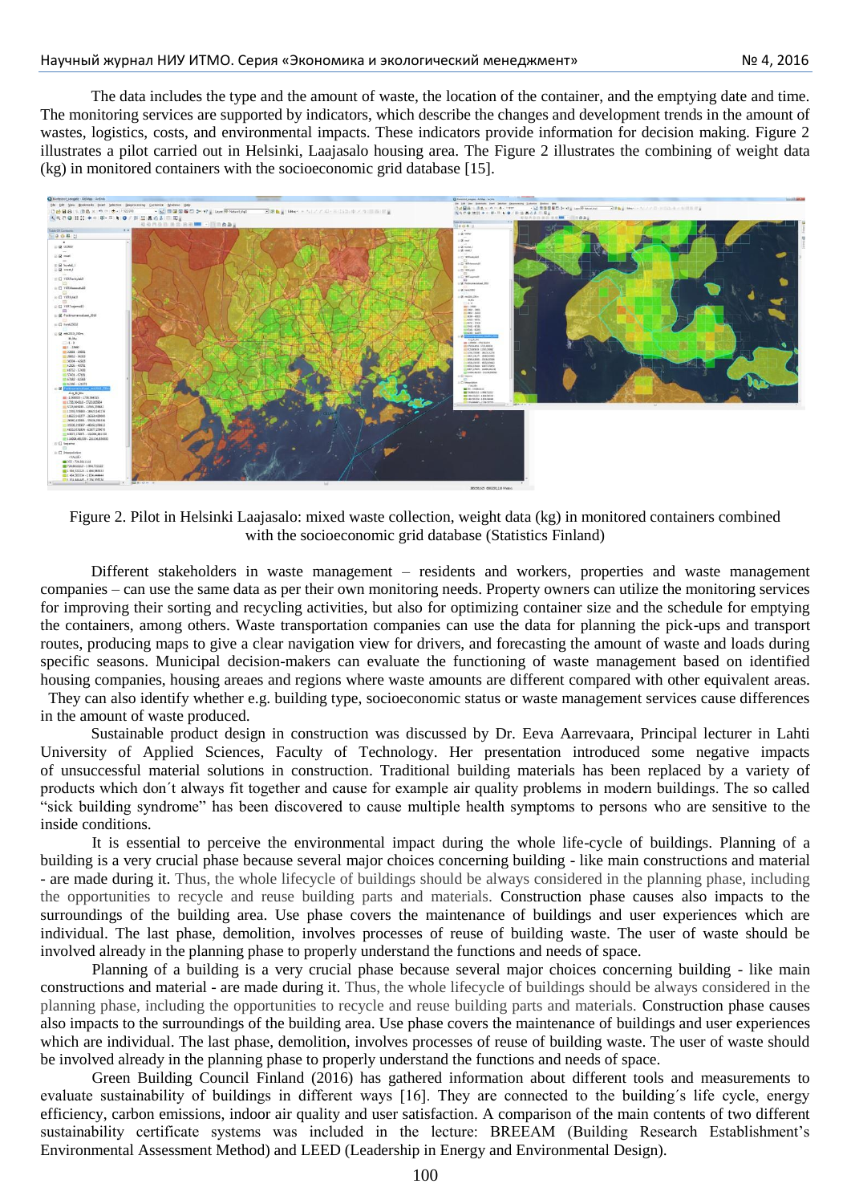The data includes the type and the amount of waste, the location of the container, and the emptying date and time. The monitoring services are supported by indicators, which describe the changes and development trends in the amount of wastes, logistics, costs, and environmental impacts. These indicators provide information for decision making. Figure 2 illustrates a pilot carried out in Helsinki, Laajasalo housing area. The Figure 2 illustrates the combining of weight data (kg) in monitored containers with the socioeconomic grid database [15].

Figure 2. Pilot in Helsinki Laajasalo: mixed waste collection, weight data (kg) in monitored containers combined with the socioeconomic grid database (Statistics Finland)

Different stakeholders in waste management – residents and workers, properties and waste management companies – can use the same data as per their own monitoring needs. Property owners can utilize the monitoring services for improving their sorting and recycling activities, but also for optimizing container size and the schedule for emptying the containers, among others. Waste transportation companies can use the data for planning the pick-ups and transport routes, producing maps to give a clear navigation view for drivers, and forecasting the amount of waste and loads during specific seasons. Municipal decision-makers can evaluate the functioning of waste management based on identified housing companies, housing areaes and regions where waste amounts are different compared with other equivalent areas. They can also identify whether e.g. building type, socioeconomic status or waste management services cause differences in the amount of waste produced.

Sustainable product design in construction was discussed by Dr. Eeva Aarrevaara, Principal lecturer in Lahti University of Applied Sciences, Faculty of Technology. Her presentation introduced some negative impacts of unsuccessful material solutions in construction. Traditional building materials has been replaced by a variety of products which don´t always fit together and cause for example air quality problems in modern buildings. The so called "sick building syndrome" has been discovered to cause multiple health symptoms to persons who are sensitive to the inside conditions.

It is essential to perceive the environmental impact during the whole life-cycle of buildings. Planning of a building is a very crucial phase because several major choices concerning building - like main constructions and material - are made during it. Thus, the whole lifecycle of buildings should be always considered in the planning phase, including the opportunities to recycle and reuse building parts and materials. Construction phase causes also impacts to the surroundings of the building area. Use phase covers the maintenance of buildings and user experiences which are individual. The last phase, demolition, involves processes of reuse of building waste. The user of waste should be involved already in the planning phase to properly understand the functions and needs of space.

Planning of a building is a very crucial phase because several major choices concerning building - like main constructions and material - are made during it. Thus, the whole lifecycle of buildings should be always considered in the planning phase, including the opportunities to recycle and reuse building parts and materials. Construction phase causes also impacts to the surroundings of the building area. Use phase covers the maintenance of buildings and user experiences which are individual. The last phase, demolition, involves processes of reuse of building waste. The user of waste should be involved already in the planning phase to properly understand the functions and needs of space.

Green Building Council Finland (2016) has gathered information about different tools and measurements to evaluate sustainability of buildings in different ways [16]. They are connected to the building´s life cycle, energy efficiency, carbon emissions, indoor air quality and user satisfaction. A comparison of the main contents of two different sustainability certificate systems was included in the lecture: BREEAM (Building Research Establishment's Environmental Assessment Method) and LEED (Leadership in Energy and Environmental Design).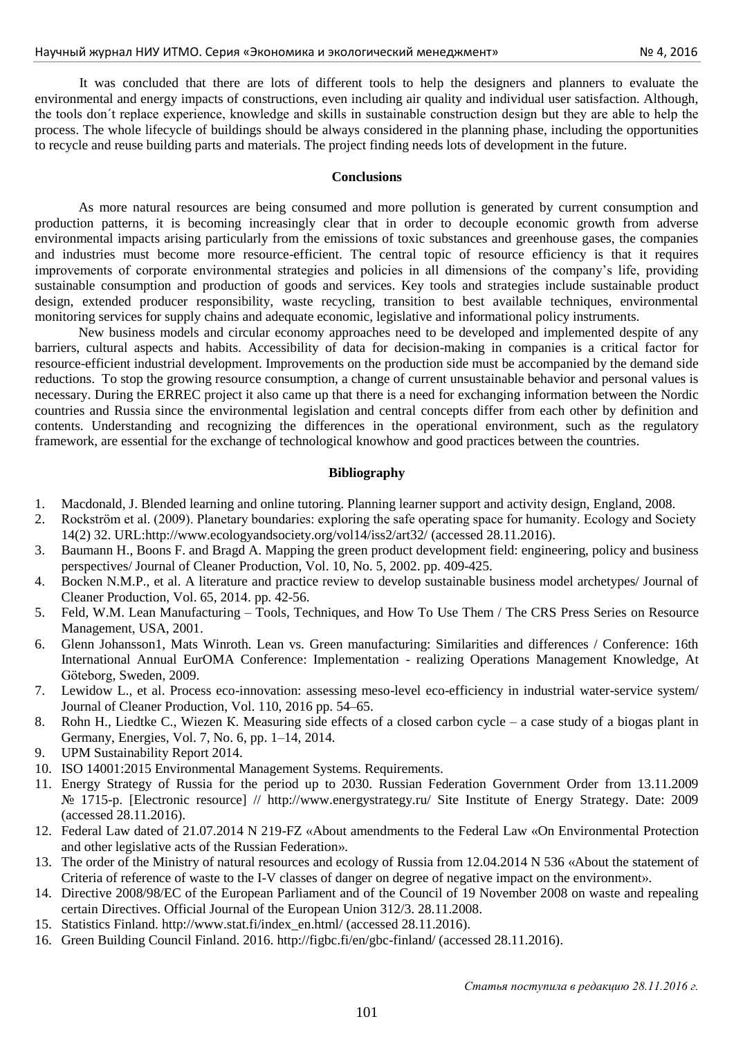It was concluded that there are lots of different tools to help the designers and planners to evaluate the environmental and energy impacts of constructions, even including air quality and individual user satisfaction. Although, the tools don´t replace experience, knowledge and skills in sustainable construction design but they are able to help the process. The whole lifecycle of buildings should be always considered in the planning phase, including the opportunities to recycle and reuse building parts and materials. The project finding needs lots of development in the future.

## Conclusions

As more natural resources are being consumed and more pollution is generated by current consumption and production patterns, it is becoming increasingly clear that in order to decouple economic growth from adverse environmental impacts arising particularly from the emissions of toxic substances and greenhouse gases, the companies and industries must become more resource-efficient. The central topic of resource efficiency is that it requires improvements of corporate environmental strategies and policies in all dimensions of the company's life, providing sustainable consumption and production of goods and services. Key tools and strategies include sustainable product design, extended producer responsibility, waste recycling, transition to best available techniques, environmental monitoring services for supply chains and adequate economic, legislative and informational policy instruments.

New business models and circular economy approaches need to be developed and implemented despite of any barriers, cultural aspects and habits. Accessibility of data for decision-making in companies is a critical factor for resource-efficient industrial development. Improvements on the production side must be accompanied by the demand side reductions. To stop the growing resource consumption, a change of current unsustainable behavior and personal values is necessary. During the ERREC project it also came up that there is a need for exchanging information between the Nordic countries and Russia since the environmental legislation and central concepts differ from each other by definition and contents. Understanding and recognizing the differences in the operational environment, such as the regulatory framework, are essential for the exchange of technological knowhow and good practices between the countries.

## Bibliography

1. Macdonald, J. Blended learning and online tutoring. Planning learner support and activity design, England, 2008.
2. Rockström et al. (2009). Planetary boundaries: exploring the safe operating space for humanity. Ecology and Society 14(2) 32. URL:http://www.ecologyandsociety.org/vol14/iss2/art32/ (accessed 28.11.2016).
3. Baumann H., Boons F. and Bragd A. Mapping the green product development field: engineering, policy and business perspectives/ Journal of Cleaner Production, Vol. 10, No. 5, 2002. pp. 409-425.
4. Bocken N.M.P., et al. A literature and practice review to develop sustainable business model archetypes/ Journal of Cleaner Production, Vol. 65, 2014. pp. 42-56.
5. Feld, W.M. Lean Manufacturing – Tools, Techniques, and How To Use Them / The CRS Press Series on Resource Management, USA, 2001.
6. Glenn Johansson1, Mats Winroth. Lean vs. Green manufacturing: Similarities and differences / Conference: 16th International Annual EurOMA Conference: Implementation - realizing Operations Management Knowledge, At Göteborg, Sweden, 2009.
7. Lewidow L., et al. Process eco-innovation: assessing meso-level eco-efficiency in industrial water-service system/ Journal of Cleaner Production, Vol. 110, 2016 pp. 54–65.
8. Rohn H., Liedtke C., Wiezen K. Measuring side effects of a closed carbon cycle – a case study of a biogas plant in Germany, Energies, Vol. 7, No. 6, pp. 1–14, 2014.
9. UPM Sustainability Report 2014.
10. ISO 14001:2015 Environmental Management Systems. Requirements.
11. Energy Strategy of Russia for the period up to 2030. Russian Federation Government Order from 13.11.2009 № 1715-р. [Electronic resource] // http://www.energystrategy.ru/ Site Institute of Energy Strategy. Date: 2009 (accessed 28.11.2016).
12. Federal Law dated of 21.07.2014 N 219-FZ «About amendments to the Federal Law «On Environmental Protection and other legislative acts of the Russian Federation».
13. The order of the Ministry of natural resources and ecology of Russia from 12.04.2014 N 536 «About the statement of Criteria of reference of waste to the I-V classes of danger on degree of negative impact on the environment».
14. Directive 2008/98/EC of the European Parliament and of the Council of 19 November 2008 on waste and repealing certain Directives. Official Journal of the European Union 312/3. 28.11.2008.
15. Statistics Finland. http://www.stat.fi/index_en.html/ (accessed 28.11.2016).
16. Green Building Council Finland. 2016. http://figbc.fi/en/gbc-finland/ (accessed 28.11.2016).

*Статья поступила в редакцию 28.11.2016 г.*